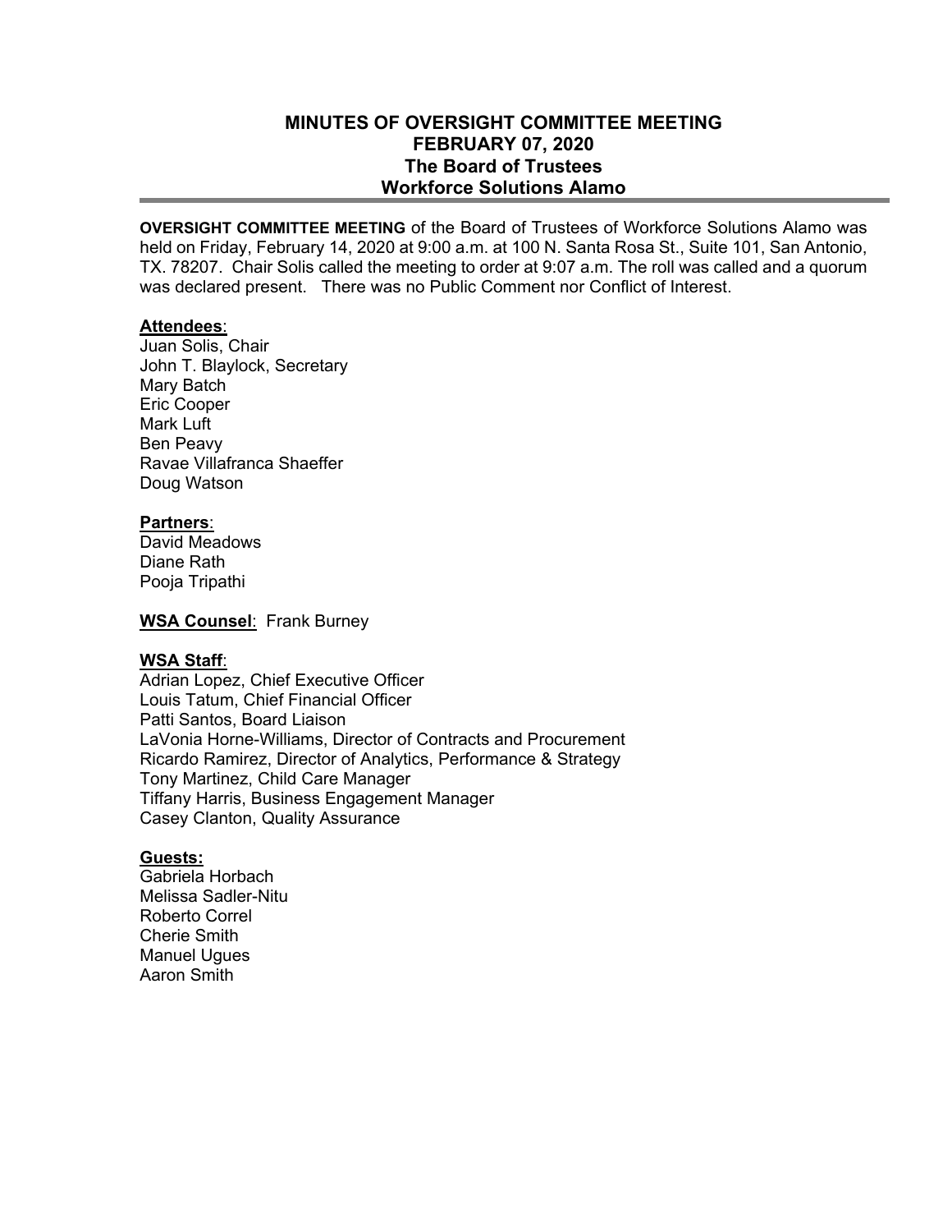# MINUTES OF OVERSIGHT COMMITTEE MEETING
# FEBRUARY 07, 2020
# The Board of Trustees
# Workforce Solutions Alamo

**OVERSIGHT COMMITTEE MEETING** of the Board of Trustees of Workforce Solutions Alamo was held on Friday, February 14, 2020 at 9:00 a.m. at 100 N. Santa Rosa St., Suite 101, San Antonio, TX. 78207. Chair Solis called the meeting to order at 9:07 a.m. The roll was called and a quorum was declared present. There was no Public Comment nor Conflict of Interest.

**Attendees**:
Juan Solis, Chair
John T. Blaylock, Secretary
Mary Batch
Eric Cooper
Mark Luft
Ben Peavy
Ravae Villafranca Shaeffer
Doug Watson

**Partners**:
David Meadows
Diane Rath
Pooja Tripathi

**WSA Counsel**: Frank Burney

**WSA Staff**:
Adrian Lopez, Chief Executive Officer
Louis Tatum, Chief Financial Officer
Patti Santos, Board Liaison
LaVonia Horne-Williams, Director of Contracts and Procurement
Ricardo Ramirez, Director of Analytics, Performance & Strategy
Tony Martinez, Child Care Manager
Tiffany Harris, Business Engagement Manager
Casey Clanton, Quality Assurance

**Guests:**
Gabriela Horbach
Melissa Sadler-Nitu
Roberto Correl
Cherie Smith
Manuel Ugues
Aaron Smith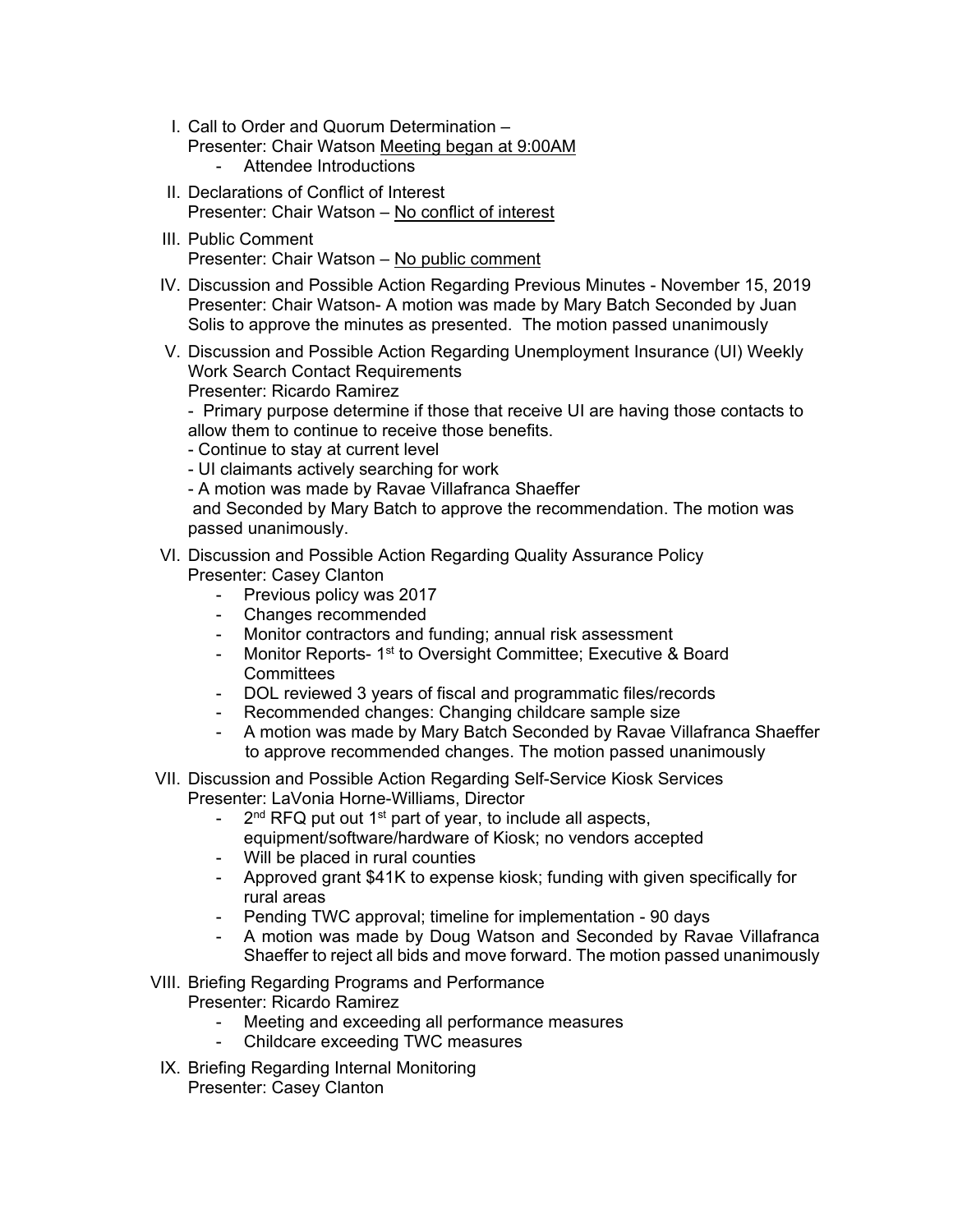I. Call to Order and Quorum Determination –
   Presenter: Chair Watson Meeting began at 9:00AM
   - Attendee Introductions

II. Declarations of Conflict of Interest
   Presenter: Chair Watson – No conflict of interest

III. Public Comment
   Presenter: Chair Watson – No public comment

IV. Discussion and Possible Action Regarding Previous Minutes - November 15, 2019
   Presenter: Chair Watson- A motion was made by Mary Batch Seconded by Juan Solis to approve the minutes as presented. The motion passed unanimously

V. Discussion and Possible Action Regarding Unemployment Insurance (UI) Weekly Work Search Contact Requirements
   Presenter: Ricardo Ramirez
   - Primary purpose determine if those that receive UI are having those contacts to allow them to continue to receive those benefits.
   - Continue to stay at current level
   - UI claimants actively searching for work
   - A motion was made by Ravae Villafranca Shaeffer and Seconded by Mary Batch to approve the recommendation. The motion was passed unanimously.

VI. Discussion and Possible Action Regarding Quality Assurance Policy
   Presenter: Casey Clanton
   - Previous policy was 2017
   - Changes recommended
   - Monitor contractors and funding; annual risk assessment
   - Monitor Reports- 1st to Oversight Committee; Executive & Board Committees
   - DOL reviewed 3 years of fiscal and programmatic files/records
   - Recommended changes: Changing childcare sample size
   - A motion was made by Mary Batch Seconded by Ravae Villafranca Shaeffer to approve recommended changes. The motion passed unanimously

VII. Discussion and Possible Action Regarding Self-Service Kiosk Services
   Presenter: LaVonia Horne-Williams, Director
   - 2nd RFQ put out 1st part of year, to include all aspects, equipment/software/hardware of Kiosk; no vendors accepted
   - Will be placed in rural counties
   - Approved grant $41K to expense kiosk; funding with given specifically for rural areas
   - Pending TWC approval; timeline for implementation - 90 days
   - A motion was made by Doug Watson and Seconded by Ravae Villafranca Shaeffer to reject all bids and move forward. The motion passed unanimously

VIII. Briefing Regarding Programs and Performance
   Presenter: Ricardo Ramirez
   - Meeting and exceeding all performance measures
   - Childcare exceeding TWC measures

IX. Briefing Regarding Internal Monitoring
   Presenter: Casey Clanton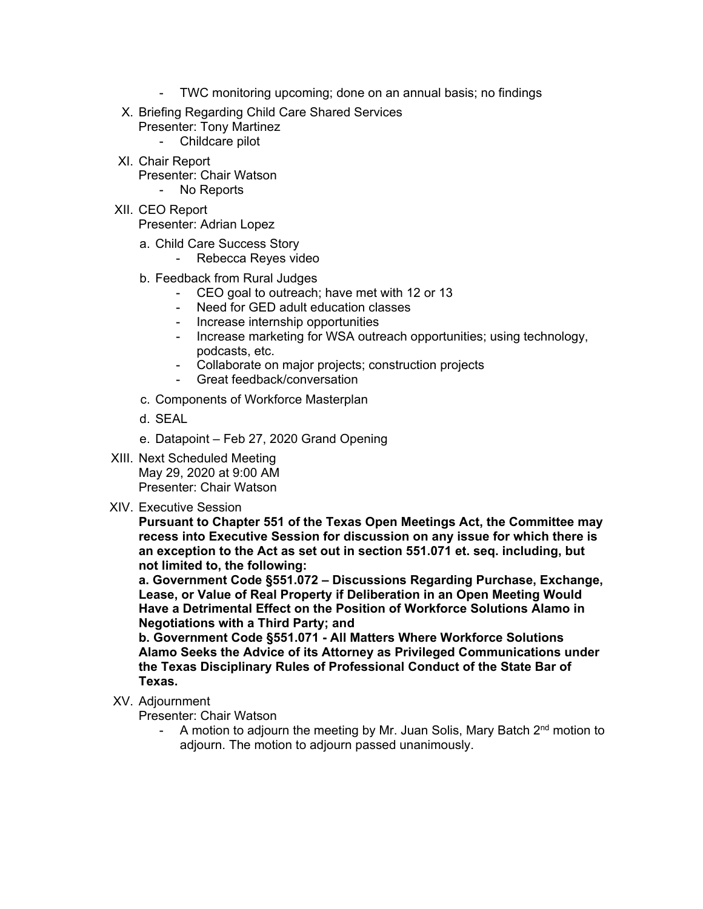- TWC monitoring upcoming; done on an annual basis; no findings

X. Briefing Regarding Child Care Shared Services
   Presenter: Tony Martinez
   - Childcare pilot

XI. Chair Report
   Presenter: Chair Watson
   - No Reports

XII. CEO Report
   Presenter: Adrian Lopez
   a. Child Care Success Story
      - Rebecca Reyes video
   b. Feedback from Rural Judges
      - CEO goal to outreach; have met with 12 or 13
      - Need for GED adult education classes
      - Increase internship opportunities
      - Increase marketing for WSA outreach opportunities; using technology, podcasts, etc.
      - Collaborate on major projects; construction projects
      - Great feedback/conversation
   c. Components of Workforce Masterplan
   d. SEAL
   e. Datapoint – Feb 27, 2020 Grand Opening

XIII. Next Scheduled Meeting
   May 29, 2020 at 9:00 AM
   Presenter: Chair Watson

XIV. Executive Session
   **Pursuant to Chapter 551 of the Texas Open Meetings Act, the Committee may recess into Executive Session for discussion on any issue for which there is an exception to the Act as set out in section 551.071 et. seq. including, but not limited to, the following:**
   **a. Government Code §551.072 – Discussions Regarding Purchase, Exchange, Lease, or Value of Real Property if Deliberation in an Open Meeting Would Have a Detrimental Effect on the Position of Workforce Solutions Alamo in Negotiations with a Third Party; and**
   **b. Government Code §551.071 - All Matters Where Workforce Solutions Alamo Seeks the Advice of its Attorney as Privileged Communications under the Texas Disciplinary Rules of Professional Conduct of the State Bar of Texas.**

XV. Adjournment
   Presenter: Chair Watson
   - A motion to adjourn the meeting by Mr. Juan Solis, Mary Batch 2nd motion to adjourn. The motion to adjourn passed unanimously.